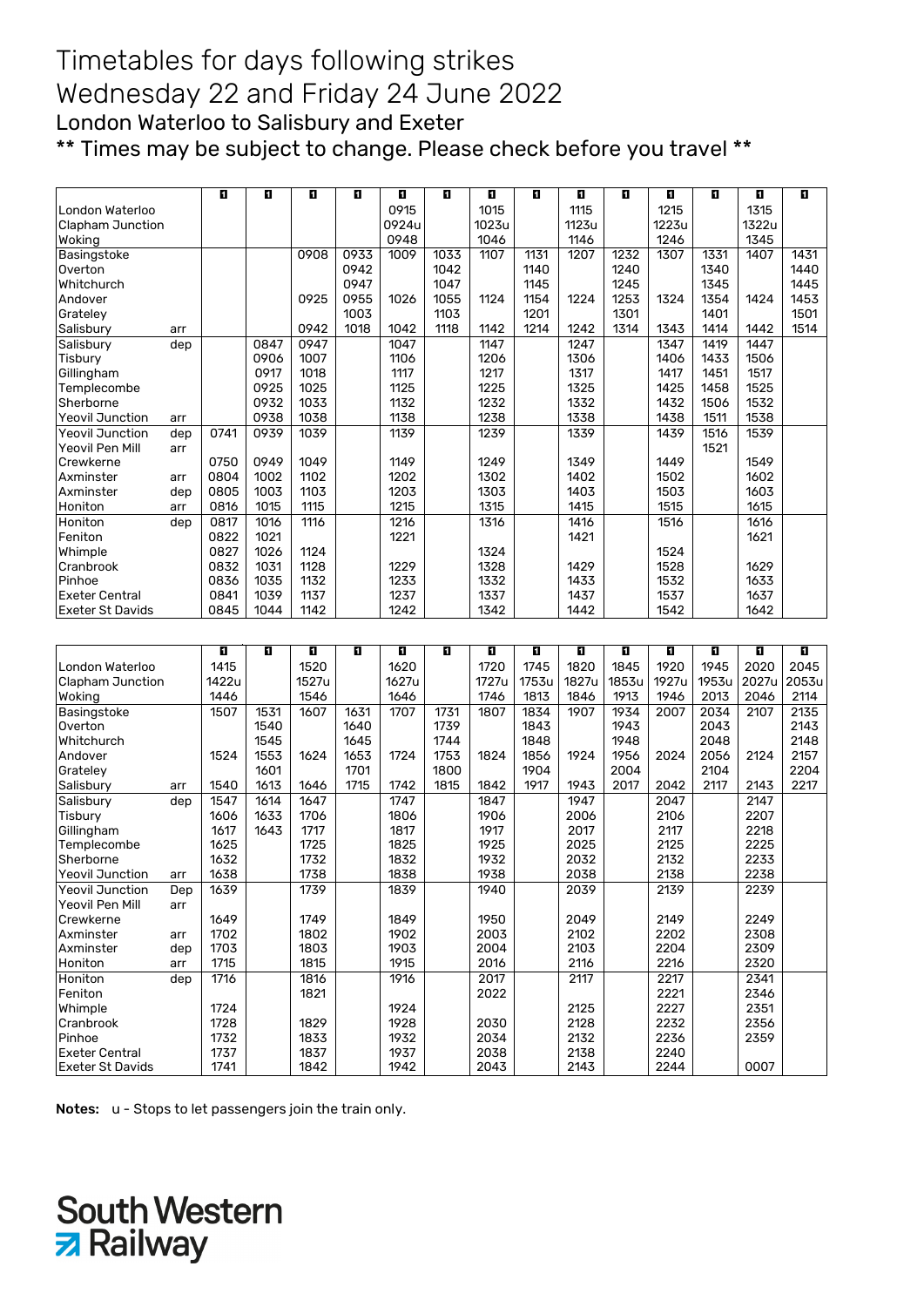# Timetables for days following strikes
# Wednesday 22 and Friday 24 June 2022
## London Waterloo to Salisbury and Exeter
### ** Times may be subject to change. Please check before you travel **

| | | 1 | 1 | 1 | 1 | 1 | 1 | 1 | 1 | 1 | 1 | 1 | 1 | 1 | 1 |
|---|---|---|---|---|---|---|---|---|---|---|---|---|---|---|---|
| London Waterloo | | | | | | 0915 | | 1015 | | 1115 | | 1215 | | 1315 | |
| Clapham Junction | | | | | | 0924u | | 1023u | | 1123u | | 1223u | | 1322u | |
| Woking | | | | | | 0948 | | 1046 | | 1146 | | 1246 | | 1345 | |
| Basingstoke | | | | 0908 | 0933 | 1009 | 1033 | 1107 | 1131 | 1207 | 1232 | 1307 | 1331 | 1407 | 1431 |
| Overton | | | | | 0942 | | 1042 | | 1140 | | 1240 | | 1340 | | 1440 |
| Whitchurch | | | | | 0947 | | 1047 | | 1145 | | 1245 | | 1345 | | 1445 |
| Andover | | | | 0925 | 0955 | 1026 | 1055 | 1124 | 1154 | 1224 | 1253 | 1324 | 1354 | 1424 | 1453 |
| Grateley | | | | | 1003 | | 1103 | | 1201 | | 1301 | | 1401 | | 1501 |
| Salisbury | arr | | | 0942 | 1018 | 1042 | 1118 | 1142 | 1214 | 1242 | 1314 | 1343 | 1414 | 1442 | 1514 |
| Salisbury | dep | | 0847 | 0947 | | 1047 | | 1147 | | 1247 | | 1347 | 1419 | 1447 | |
| Tisbury | | | 0906 | 1007 | | 1106 | | 1206 | | 1306 | | 1406 | 1433 | 1506 | |
| Gillingham | | | 0917 | 1018 | | 1117 | | 1217 | | 1317 | | 1417 | 1451 | 1517 | |
| Templecombe | | | 0925 | 1025 | | 1125 | | 1225 | | 1325 | | 1425 | 1458 | 1525 | |
| Sherborne | | | 0932 | 1033 | | 1132 | | 1232 | | 1332 | | 1432 | 1506 | 1532 | |
| Yeovil Junction | arr | | 0938 | 1038 | | 1138 | | 1238 | | 1338 | | 1438 | 1511 | 1538 | |
| Yeovil Junction | dep | 0741 | 0939 | 1039 | | 1139 | | 1239 | | 1339 | | 1439 | 1516 | 1539 | |
| Yeovil Pen Mill | arr | | | | | | | | | | | | 1521 | | |
| Crewkerne | | 0750 | 0949 | 1049 | | 1149 | | 1249 | | 1349 | | 1449 | | 1549 | |
| Axminster | arr | 0804 | 1002 | 1102 | | 1202 | | 1302 | | 1402 | | 1502 | | 1602 | |
| Axminster | dep | 0805 | 1003 | 1103 | | 1203 | | 1303 | | 1403 | | 1503 | | 1603 | |
| Honiton | arr | 0816 | 1015 | 1115 | | 1215 | | 1315 | | 1415 | | 1515 | | 1615 | |
| Honiton | dep | 0817 | 1016 | 1116 | | 1216 | | 1316 | | 1416 | | 1516 | | 1616 | |
| Feniton | | 0822 | 1021 | | | 1221 | | | | 1421 | | | | 1621 | |
| Whimple | | 0827 | 1026 | 1124 | | | | 1324 | | | | 1524 | | | |
| Cranbrook | | 0832 | 1031 | 1128 | | 1229 | | 1328 | | 1429 | | 1528 | | 1629 | |
| Pinhoe | | 0836 | 1035 | 1132 | | 1233 | | 1332 | | 1433 | | 1532 | | 1633 | |
| Exeter Central | | 0841 | 1039 | 1137 | | 1237 | | 1337 | | 1437 | | 1537 | | 1637 | |
| Exeter St Davids | | 0845 | 1044 | 1142 | | 1242 | | 1342 | | 1442 | | 1542 | | 1642 | |

| | | 1 | 1 | 1 | 1 | 1 | 1 | 1 | 1 | 1 | 1 | 1 | 1 | 1 | 1 |
|---|---|---|---|---|---|---|---|---|---|---|---|---|---|---|---|
| London Waterloo | | 1415 | | 1520 | | 1620 | | 1720 | 1745 | 1820 | 1845 | 1920 | 1945 | 2020 | 2045 |
| Clapham Junction | | 1422u | | 1527u | | 1627u | | 1727u | 1753u | 1827u | 1853u | 1927u | 1953u | 2027u | 2053u |
| Woking | | 1446 | | 1546 | | 1646 | | 1746 | 1813 | 1846 | 1913 | 1946 | 2013 | 2046 | 2114 |
| Basingstoke | | 1507 | 1531 | 1607 | 1631 | 1707 | 1731 | 1807 | 1834 | 1907 | 1934 | 2007 | 2034 | 2107 | 2135 |
| Overton | | | 1540 | | 1640 | | 1739 | | 1843 | | 1943 | | 2043 | | 2143 |
| Whitchurch | | | 1545 | | 1645 | | 1744 | | 1848 | | 1948 | | 2048 | | 2148 |
| Andover | | 1524 | 1553 | 1624 | 1653 | 1724 | 1753 | 1824 | 1856 | 1924 | 1956 | 2024 | 2056 | 2124 | 2157 |
| Grateley | | | 1601 | | 1701 | | 1800 | | 1904 | | 2004 | | 2104 | | 2204 |
| Salisbury | arr | 1540 | 1613 | 1646 | 1715 | 1742 | 1815 | 1842 | 1917 | 1943 | 2017 | 2042 | 2117 | 2143 | 2217 |
| Salisbury | dep | 1547 | 1614 | 1647 | | 1747 | | 1847 | | 1947 | | 2047 | | 2147 | |
| Tisbury | | 1606 | 1633 | 1706 | | 1806 | | 1906 | | 2006 | | 2106 | | 2207 | |
| Gillingham | | 1617 | 1643 | 1717 | | 1817 | | 1917 | | 2017 | | 2117 | | 2218 | |
| Templecombe | | 1625 | | 1725 | | 1825 | | 1925 | | 2025 | | 2125 | | 2225 | |
| Sherborne | | 1632 | | 1732 | | 1832 | | 1932 | | 2032 | | 2132 | | 2233 | |
| Yeovil Junction | arr | 1638 | | 1738 | | 1838 | | 1938 | | 2038 | | 2138 | | 2238 | |
| Yeovil Junction | Dep | 1639 | | 1739 | | 1839 | | 1940 | | 2039 | | 2139 | | 2239 | |
| Yeovil Pen Mill | arr | | | | | | | | | | | | | | |
| Crewkerne | | 1649 | | 1749 | | 1849 | | 1950 | | 2049 | | 2149 | | 2249 | |
| Axminster | arr | 1702 | | 1802 | | 1902 | | 2003 | | 2102 | | 2202 | | 2308 | |
| Axminster | dep | 1703 | | 1803 | | 1903 | | 2004 | | 2103 | | 2204 | | 2309 | |
| Honiton | arr | 1715 | | 1815 | | 1915 | | 2016 | | 2116 | | 2216 | | 2320 | |
| Honiton | dep | 1716 | | 1816 | | 1916 | | 2017 | | 2117 | | 2217 | | 2341 | |
| Feniton | | | | 1821 | | | | 2022 | | | | 2221 | | 2346 | |
| Whimple | | 1724 | | | | 1924 | | | | 2125 | | 2227 | | 2351 | |
| Cranbrook | | 1728 | | 1829 | | 1928 | | 2030 | | 2128 | | 2232 | | 2356 | |
| Pinhoe | | 1732 | | 1833 | | 1932 | | 2034 | | 2132 | | 2236 | | 2359 | |
| Exeter Central | | 1737 | | 1837 | | 1937 | | 2038 | | 2138 | | 2240 | | | |
| Exeter St Davids | | 1741 | | 1842 | | 1942 | | 2043 | | 2143 | | 2244 | | 0007 | |

**Notes:** u - Stops to let passengers join the train only.

South Western Railway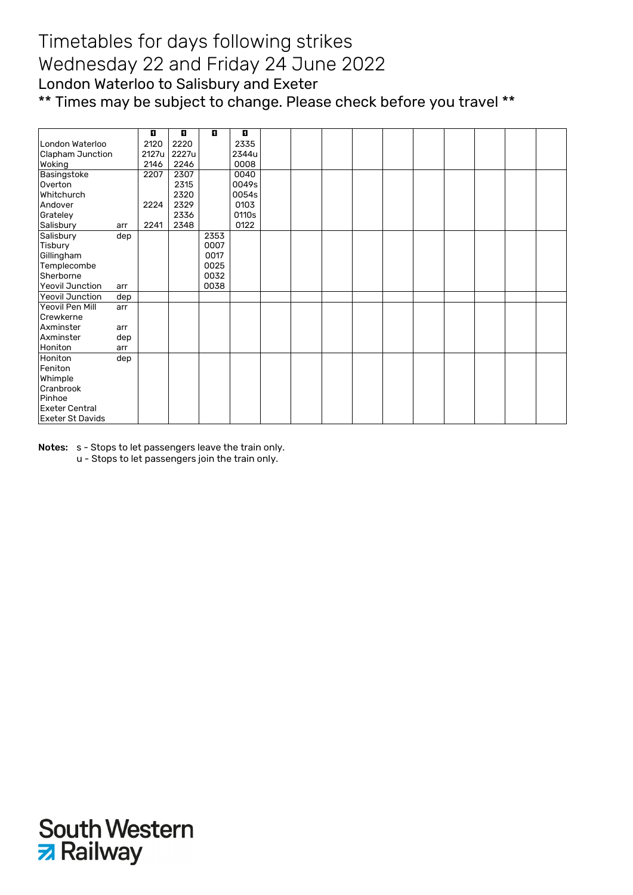# Timetables for days following strikes

## Wednesday 22 and Friday 24 June 2022

### London Waterloo to Salisbury and Exeter

\*\* Times may be subject to change. Please check before you travel \*\*

| | | 1 | 1 | 1 | 1 | | | | | | | | | | |
|---|---|---|---|---|---|---|---|---|---|---|---|---|---|---|---|
| London Waterloo | | 2120 | 2220 | | 2335 | | | | | | | | | | |
| Clapham Junction | | 2127u | 2227u | | 2344u | | | | | | | | | | |
| Woking | | 2146 | 2246 | | 0008 | | | | | | | | | | |
| Basingstoke | | 2207 | 2307 | | 0040 | | | | | | | | | | |
| Overton | | | 2315 | | 0049s | | | | | | | | | | |
| Whitchurch | | | 2320 | | 0054s | | | | | | | | | | |
| Andover | | 2224 | 2329 | | 0103 | | | | | | | | | | |
| Grateley | | | 2336 | | 0110s | | | | | | | | | | |
| Salisbury | arr | 2241 | 2348 | | 0122 | | | | | | | | | | |
| Salisbury | dep | | | 2353 | | | | | | | | | | | |
| Tisbury | | | | 0007 | | | | | | | | | | | |
| Gillingham | | | | 0017 | | | | | | | | | | | |
| Templecombe | | | | 0025 | | | | | | | | | | | |
| Sherborne | | | | 0032 | | | | | | | | | | | |
| Yeovil Junction | arr | | | 0038 | | | | | | | | | | | |
| Yeovil Junction | dep | | | | | | | | | | | | | | |
| Yeovil Pen Mill | arr | | | | | | | | | | | | | | |
| Crewkerne | | | | | | | | | | | | | | | |
| Axminster | arr | | | | | | | | | | | | | | |
| Axminster | dep | | | | | | | | | | | | | | |
| Honiton | arr | | | | | | | | | | | | | | |
| Honiton | dep | | | | | | | | | | | | | | |
| Feniton | | | | | | | | | | | | | | | |
| Whimple | | | | | | | | | | | | | | | |
| Cranbrook | | | | | | | | | | | | | | | |
| Pinhoe | | | | | | | | | | | | | | | |
| Exeter Central | | | | | | | | | | | | | | | |
| Exeter St Davids | | | | | | | | | | | | | | | |

**Notes:** s - Stops to let passengers leave the train only.
u - Stops to let passengers join the train only.

South Western Railway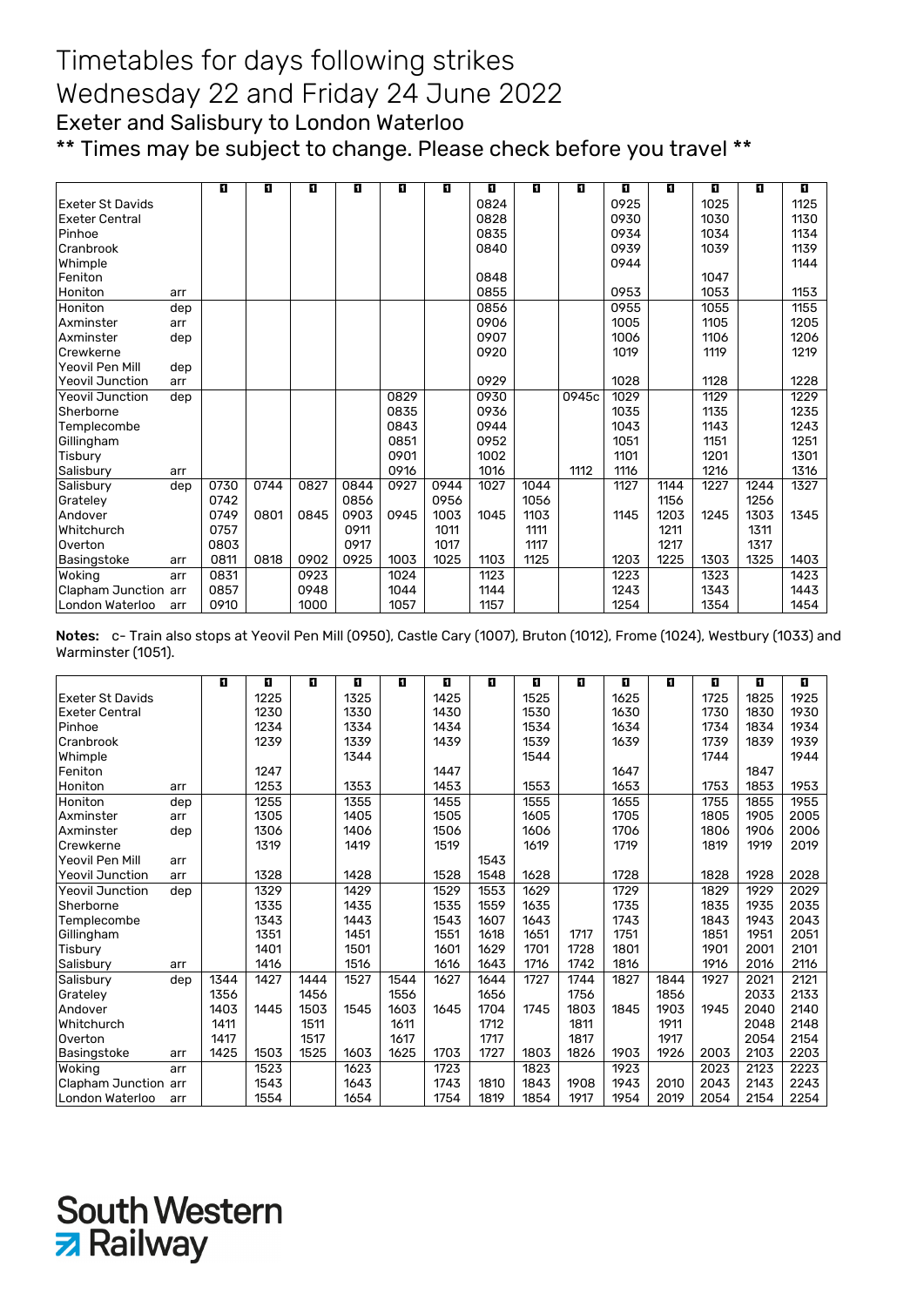# Timetables for days following strikes
# Wednesday 22 and Friday 24 June 2022

## Exeter and Salisbury to London Waterloo

## ** Times may be subject to change. Please check before you travel **

| | | | | | | | | | | | | | | | |
|---|---|---|---|---|---|---|---|---|---|---|---|---|---|---|---|
| Exeter St Davids | | | | | | | | 0824 | | | 0925 | | 1025 | | 1125 |
| Exeter Central | | | | | | | | 0828 | | | 0930 | | 1030 | | 1130 |
| Pinhoe | | | | | | | | 0835 | | | 0934 | | 1034 | | 1134 |
| Cranbrook | | | | | | | | 0840 | | | 0939 | | 1039 | | 1139 |
| Whimple | | | | | | | | | | | 0944 | | | | 1144 |
| Feniton | | | | | | | | 0848 | | | | | 1047 | | |
| Honiton | arr | | | | | | | 0855 | | | 0953 | | 1053 | | 1153 |
| Honiton | dep | | | | | | | 0856 | | | 0955 | | 1055 | | 1155 |
| Axminster | arr | | | | | | | 0906 | | | 1005 | | 1105 | | 1205 |
| Axminster | dep | | | | | | | 0907 | | | 1006 | | 1106 | | 1206 |
| Crewkerne | | | | | | | | 0920 | | | 1019 | | 1119 | | 1219 |
| Yeovil Pen Mill | dep | | | | | | | | | | | | | | |
| Yeovil Junction | arr | | | | | | | 0929 | | | 1028 | | 1128 | | 1228 |
| Yeovil Junction | dep | | | | | 0829 | | 0930 | | 0945c | 1029 | | 1129 | | 1229 |
| Sherborne | | | | | | 0835 | | 0936 | | | 1035 | | 1135 | | 1235 |
| Templecombe | | | | | | 0843 | | 0944 | | | 1043 | | 1143 | | 1243 |
| Gillingham | | | | | | 0851 | | 0952 | | | 1051 | | 1151 | | 1251 |
| Tisbury | | | | | | 0901 | | 1002 | | | 1101 | | 1201 | | 1301 |
| Salisbury | arr | | | | | 0916 | | 1016 | | 1112 | 1116 | | 1216 | | 1316 |
| Salisbury | dep | 0730 | 0744 | 0827 | 0844 | 0927 | 0944 | 1027 | 1044 | | 1127 | 1144 | 1227 | 1244 | 1327 |
| Grateley | | 0742 | | | 0856 | | 0956 | | 1056 | | | 1156 | | 1256 | |
| Andover | | 0749 | 0801 | 0845 | 0903 | 0945 | 1003 | 1045 | 1103 | | 1145 | 1203 | 1245 | 1303 | 1345 |
| Whitchurch | | 0757 | | | 0911 | | 1011 | | 1111 | | | 1211 | | 1311 | |
| Overton | | 0803 | | | 0917 | | 1017 | | 1117 | | | 1217 | | 1317 | |
| Basingstoke | arr | 0811 | 0818 | 0902 | 0925 | 1003 | 1025 | 1103 | 1125 | | 1203 | 1225 | 1303 | 1325 | 1403 |
| Woking | arr | 0831 | | 0923 | | 1024 | | 1123 | | | 1223 | | 1323 | | 1423 |
| Clapham Junction | arr | 0857 | | 0948 | | 1044 | | 1144 | | | 1243 | | 1343 | | 1443 |
| London Waterloo | arr | 0910 | | 1000 | | 1057 | | 1157 | | | 1254 | | 1354 | | 1454 |

**Notes:** c- Train also stops at Yeovil Pen Mill (0950), Castle Cary (1007), Bruton (1012), Frome (1024), Westbury (1033) and Warminster (1051).

| | | | | | | | | | | | | | | | |
|---|---|---|---|---|---|---|---|---|---|---|---|---|---|---|---|
| Exeter St Davids | | | 1225 | | 1325 | | 1425 | | 1525 | | 1625 | | 1725 | 1825 | 1925 |
| Exeter Central | | | 1230 | | 1330 | | 1430 | | 1530 | | 1630 | | 1730 | 1830 | 1930 |
| Pinhoe | | | 1234 | | 1334 | | 1434 | | 1534 | | 1634 | | 1734 | 1834 | 1934 |
| Cranbrook | | | 1239 | | 1339 | | 1439 | | 1539 | | 1639 | | 1739 | 1839 | 1939 |
| Whimple | | | | | 1344 | | | | 1544 | | | | 1744 | | 1944 |
| Feniton | | | 1247 | | | | 1447 | | | | 1647 | | | 1847 | |
| Honiton | arr | | 1253 | | 1353 | | 1453 | | 1553 | | 1653 | | 1753 | 1853 | 1953 |
| Honiton | dep | | 1255 | | 1355 | | 1455 | | 1555 | | 1655 | | 1755 | 1855 | 1955 |
| Axminster | arr | | 1305 | | 1405 | | 1505 | | 1605 | | 1705 | | 1805 | 1905 | 2005 |
| Axminster | dep | | 1306 | | 1406 | | 1506 | | 1606 | | 1706 | | 1806 | 1906 | 2006 |
| Crewkerne | | | 1319 | | 1419 | | 1519 | | 1619 | | 1719 | | 1819 | 1919 | 2019 |
| Yeovil Pen Mill | arr | | | | | | | 1543 | | | | | | | |
| Yeovil Junction | arr | | 1328 | | 1428 | | 1528 | 1548 | 1628 | | 1728 | | 1828 | 1928 | 2028 |
| Yeovil Junction | dep | | 1329 | | 1429 | | 1529 | 1553 | 1629 | | 1729 | | 1829 | 1929 | 2029 |
| Sherborne | | | 1335 | | 1435 | | 1535 | 1559 | 1635 | | 1735 | | 1835 | 1935 | 2035 |
| Templecombe | | | 1343 | | 1443 | | 1543 | 1607 | 1643 | | 1743 | | 1843 | 1943 | 2043 |
| Gillingham | | | 1351 | | 1451 | | 1551 | 1618 | 1651 | 1717 | 1751 | | 1851 | 1951 | 2051 |
| Tisbury | | | 1401 | | 1501 | | 1601 | 1629 | 1701 | 1728 | 1801 | | 1901 | 2001 | 2101 |
| Salisbury | arr | | 1416 | | 1516 | | 1616 | 1643 | 1716 | 1742 | 1816 | | 1916 | 2016 | 2116 |
| Salisbury | dep | 1344 | 1427 | 1444 | 1527 | 1544 | 1627 | 1644 | 1727 | 1744 | 1827 | 1844 | 1927 | 2021 | 2121 |
| Grateley | | 1356 | | 1456 | | 1556 | | 1656 | | 1756 | | 1856 | | 2033 | 2133 |
| Andover | | 1403 | 1445 | 1503 | 1545 | 1603 | 1645 | 1704 | 1745 | 1803 | 1845 | 1903 | 1945 | 2040 | 2140 |
| Whitchurch | | 1411 | | 1511 | | 1611 | | 1712 | | 1811 | | 1911 | | 2048 | 2148 |
| Overton | | 1417 | | 1517 | | 1617 | | 1717 | | 1817 | | 1917 | | 2054 | 2154 |
| Basingstoke | arr | 1425 | 1503 | 1525 | 1603 | 1625 | 1703 | 1727 | 1803 | 1826 | 1903 | 1926 | 2003 | 2103 | 2203 |
| Woking | arr | | 1523 | | 1623 | | 1723 | | 1823 | | 1923 | | 2023 | 2123 | 2223 |
| Clapham Junction | arr | | 1543 | | 1643 | | 1743 | 1810 | 1843 | 1908 | 1943 | 2010 | 2043 | 2143 | 2243 |
| London Waterloo | arr | | 1554 | | 1654 | | 1754 | 1819 | 1854 | 1917 | 1954 | 2019 | 2054 | 2154 | 2254 |

South Western Railway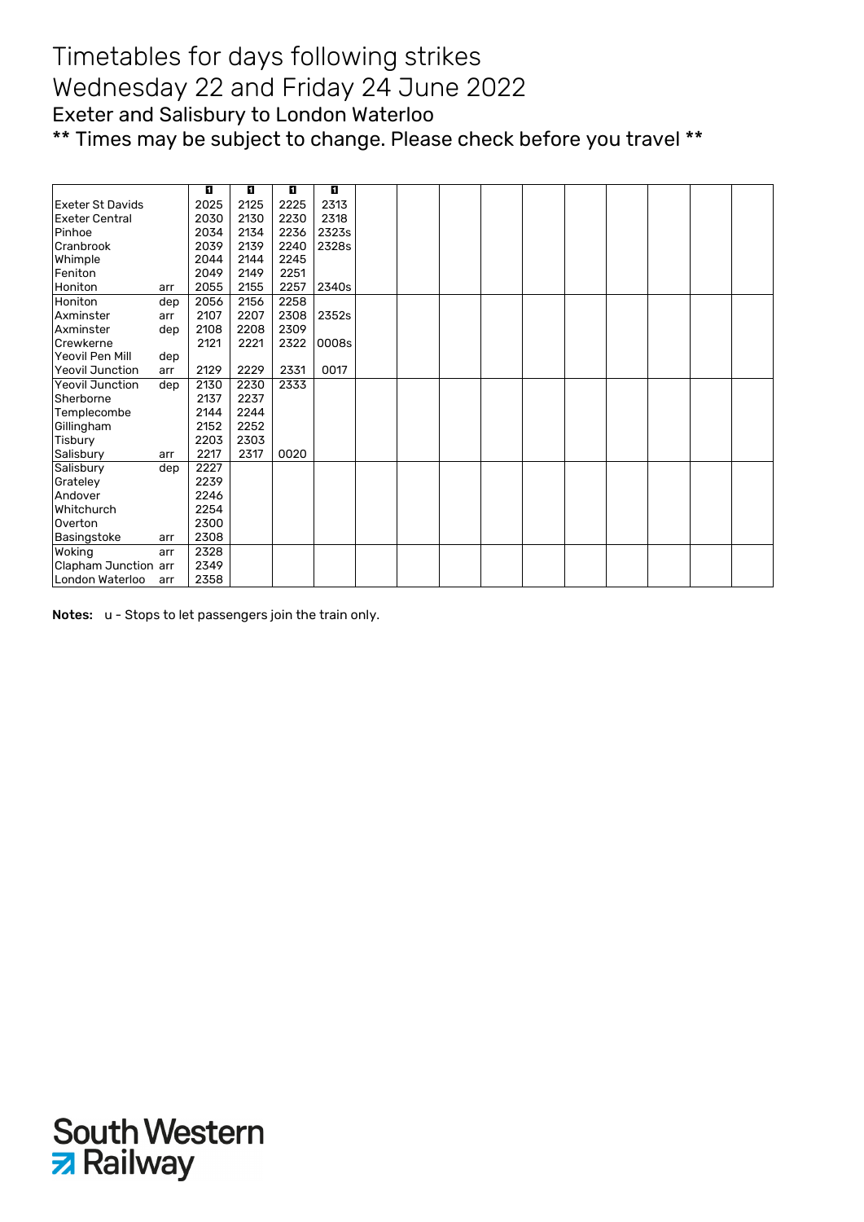# Timetables for days following strikes

# Wednesday 22 and Friday 24 June 2022

## Exeter and Salisbury to London Waterloo

### ** Times may be subject to change. Please check before you travel **

| | | 1 | 1 | 1 | 1 | | | | | | | | | | |
|---|---|---|---|---|---|---|---|---|---|---|---|---|---|---|---|
| Exeter St Davids | | 2025 | 2125 | 2225 | 2313 | | | | | | | | | | |
| Exeter Central | | 2030 | 2130 | 2230 | 2318 | | | | | | | | | | |
| Pinhoe | | 2034 | 2134 | 2236 | 2323s | | | | | | | | | | |
| Cranbrook | | 2039 | 2139 | 2240 | 2328s | | | | | | | | | | |
| Whimple | | 2044 | 2144 | 2245 | | | | | | | | | | | |
| Feniton | | 2049 | 2149 | 2251 | | | | | | | | | | | |
| Honiton | arr | 2055 | 2155 | 2257 | 2340s | | | | | | | | | | |
| Honiton | dep | 2056 | 2156 | 2258 | | | | | | | | | | | |
| Axminster | arr | 2107 | 2207 | 2308 | 2352s | | | | | | | | | | |
| Axminster | dep | 2108 | 2208 | 2309 | | | | | | | | | | | |
| Crewkerne | | 2121 | 2221 | 2322 | 0008s | | | | | | | | | | |
| Yeovil Pen Mill | dep | | | | | | | | | | | | | | |
| Yeovil Junction | arr | 2129 | 2229 | 2331 | 0017 | | | | | | | | | | |
| Yeovil Junction | dep | 2130 | 2230 | 2333 | | | | | | | | | | | |
| Sherborne | | 2137 | 2237 | | | | | | | | | | | | |
| Templecombe | | 2144 | 2244 | | | | | | | | | | | | |
| Gillingham | | 2152 | 2252 | | | | | | | | | | | | |
| Tisbury | | 2203 | 2303 | | | | | | | | | | | | |
| Salisbury | arr | 2217 | 2317 | 0020 | | | | | | | | | | | |
| Salisbury | dep | 2227 | | | | | | | | | | | | | |
| Grateley | | 2239 | | | | | | | | | | | | | |
| Andover | | 2246 | | | | | | | | | | | | | |
| Whitchurch | | 2254 | | | | | | | | | | | | | |
| Overton | | 2300 | | | | | | | | | | | | | |
| Basingstoke | arr | 2308 | | | | | | | | | | | | | |
| Woking | arr | 2328 | | | | | | | | | | | | | |
| Clapham Junction | arr | 2349 | | | | | | | | | | | | | |
| London Waterloo | arr | 2358 | | | | | | | | | | | | | |

**Notes:** u - Stops to let passengers join the train only.